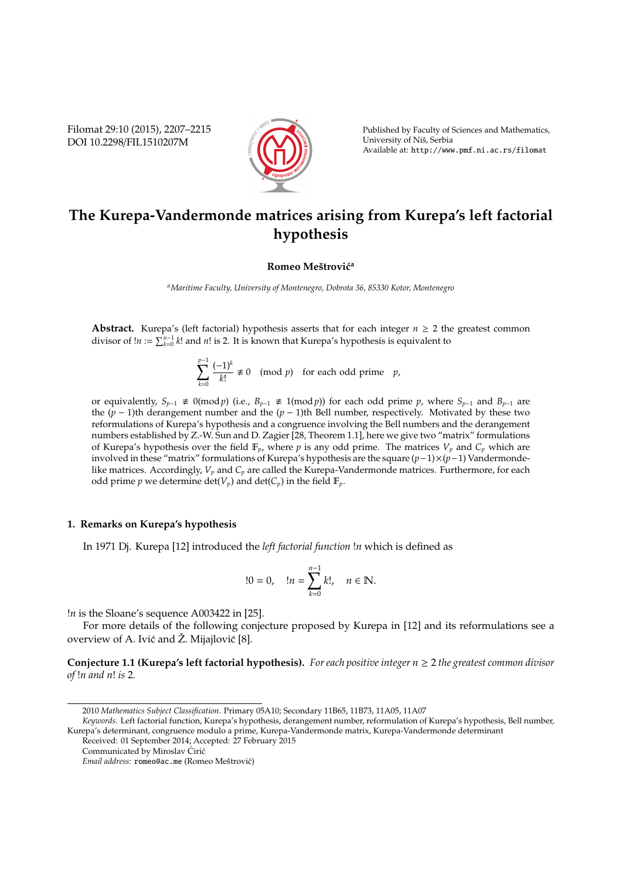# The Kurepa-Vandermonde matrices arising from Kurepa's left factorial hypothesis

**Romeo Meštrović**[a]

[a]*Maritime Faculty, University of Montenegro, Dobrota 36, 85330 Kotor, Montenegro*

**Abstract.** Kurepa's (left factorial) hypothesis asserts that for each integer $n \geq 2$ the greatest common divisor of $!n := \sum_{k=0}^{n-1} k!$ and $n!$ is 2. It is known that Kurepa's hypothesis is equivalent to

$$\sum_{k=0}^{p-1} \frac{(-1)^k}{k!} \not\equiv 0 \pmod p \quad \text{for each odd prime} \quad p,$$

or equivalently, $S_{p-1} \not\equiv 0 (\bmod\, p)$ (i.e., $B_{p-1} \not\equiv 1 (\bmod\, p)$) for each odd prime $p$, where $S_{p-1}$ and $B_{p-1}$ are the $(p-1)$th derangement number and the $(p-1)$th Bell number, respectively. Motivated by these two reformulations of Kurepa's hypothesis and a congruence involving the Bell numbers and the derangement numbers established by Z.-W. Sun and D. Zagier [28, Theorem 1.1], here we give two "matrix" formulations of Kurepa's hypothesis over the field $\mathbb{F}_p$, where $p$ is any odd prime. The matrices $V_p$ and $C_p$ which are involved in these "matrix" formulations of Kurepa's hypothesis are the square $(p-1) \times (p-1)$ Vandermonde-like matrices. Accordingly, $V_p$ and $C_p$ are called the Kurepa-Vandermonde matrices. Furthermore, for each odd prime $p$ we determine $\det(V_p)$ and $\det(C_p)$ in the field $\mathbb{F}_p$.

## 1. Remarks on Kurepa's hypothesis

In 1971 Dj. Kurepa [12] introduced the *left factorial function* $!n$ which is defined as

$$!0 = 0, \quad !n = \sum_{k=0}^{n-1} k!, \quad n \in \mathbb{N}.$$

$!n$ is the Sloane's sequence A003422 in [25].

For more details of the following conjecture proposed by Kurepa in [12] and its reformulations see a overview of A. Ivić and Ž. Mijajlović [8].

**Conjecture 1.1 (Kurepa's left factorial hypothesis).** *For each positive integer $n \geq 2$ the greatest common divisor of $!n$ and $n!$ is 2.*

---

2010 *Mathematics Subject Classification.* Primary 05A10; Secondary 11B65, 11B73, 11A05, 11A07

*Keywords.* Left factorial function, Kurepa's hypothesis, derangement number, reformulation of Kurepa's hypothesis, Bell number, Kurepa's determinant, congruence modulo a prime, Kurepa-Vandermonde matrix, Kurepa-Vandermonde determinant

Received: 01 September 2014; Accepted: 27 February 2015

Communicated by Miroslav Ćirić

*Email address:* romeo@ac.me (Romeo Meštrović)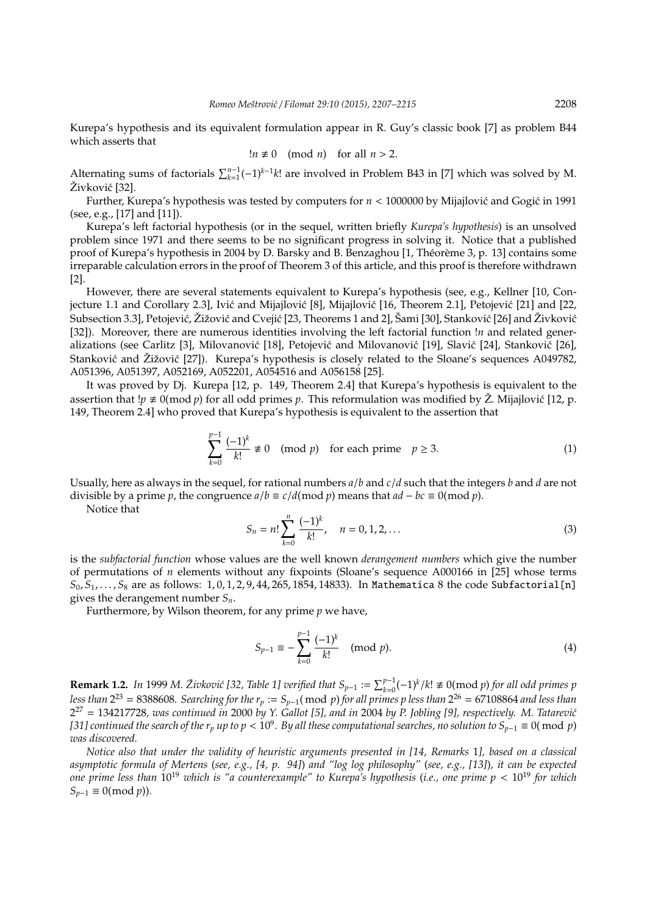Kurepa's hypothesis and its equivalent formulation appear in R. Guy's classic book [7] as problem B44 which asserts that

$$!n \not\equiv 0 \pmod{n} \quad \text{for all } n > 2.$$

Alternating sums of factorials $\sum_{k=1}^{n-1}(-1)^{k-1}k!$ are involved in Problem B43 in [7] which was solved by M. Živković [32].

Further, Kurepa's hypothesis was tested by computers for $n < 1000000$ by Mijajlović and Gogić in 1991 (see, e.g., [17] and [11]).

Kurepa's left factorial hypothesis (or in the sequel, written briefly *Kurepa's hypothesis*) is an unsolved problem since 1971 and there seems to be no significant progress in solving it. Notice that a published proof of Kurepa's hypothesis in 2004 by D. Barsky and B. Benzaghou [1, Théorème 3, p. 13] contains some irreparable calculation errors in the proof of Theorem 3 of this article, and this proof is therefore withdrawn [2].

However, there are several statements equivalent to Kurepa's hypothesis (see, e.g., Kellner [10, Conjecture 1.1 and Corollary 2.3], Ivić and Mijajlović [8], Mijajlović [16, Theorem 2.1], Petojević [21] and [22, Subsection 3.3], Petojević, Žižović and Cvejić [23, Theorems 1 and 2], Šami [30], Stanković [26] and Živković [32]). Moreover, there are numerous identities involving the left factorial function $!n$ and related generalizations (see Carlitz [3], Milovanović [18], Petojević and Milovanović [19], Slavić [24], Stanković [26], Stanković and Žižović [27]). Kurepa's hypothesis is closely related to the Sloane's sequences A049782, A051396, A051397, A052169, A052201, A054516 and A056158 [25].

It was proved by Dj. Kurepa [12, p. 149, Theorem 2.4] that Kurepa's hypothesis is equivalent to the assertion that $!p \not\equiv 0 \pmod{p}$ for all odd primes $p$. This reformulation was modified by Ž. Mijajlović [12, p. 149, Theorem 2.4] who proved that Kurepa's hypothesis is equivalent to the assertion that

$$\sum_{k=0}^{p-1}\frac{(-1)^k}{k!} \not\equiv 0 \pmod{p} \quad \text{for each prime} \quad p \geq 3. \tag{1}$$

Usually, here as always in the sequel, for rational numbers $a/b$ and $c/d$ such that the integers $b$ and $d$ are not divisible by a prime $p$, the congruence $a/b \equiv c/d \pmod{p}$ means that $ad - bc \equiv 0 \pmod{p}$.

Notice that

$$S_n = n!\sum_{k=0}^{n}\frac{(-1)^k}{k!}, \quad n = 0, 1, 2, \ldots \tag{3}$$

is the *subfactorial function* whose values are the well known *derangement numbers* which give the number of permutations of $n$ elements without any fixpoints (Sloane's sequence A000166 in [25] whose terms $S_0, S_1, \ldots, S_8$ are as follows: $1, 0, 1, 2, 9, 44, 265, 1854, 14833$). In Mathematica 8 the code `Subfactorial[n]` gives the derangement number $S_n$.

Furthermore, by Wilson theorem, for any prime $p$ we have,

$$S_{p-1} \equiv -\sum_{k=0}^{p-1}\frac{(-1)^k}{k!} \pmod{p}. \tag{4}$$

**Remark 1.2.** *In* 1999 *M. Živković [32, Table 1] verified that* $S_{p-1} := \sum_{k=0}^{p-1}(-1)^k/k! \not\equiv 0 \pmod{p}$ *for all odd primes* $p$ *less than* $2^{23} = 8388608$*. Searching for the* $r_p := S_{p-1} \pmod{p}$ *for all primes* $p$ *less than* $2^{26} = 67108864$ *and less than* $2^{27} = 134217728$*, was continued in* 2000 *by Y. Gallot [5], and in* 2004 *by P. Jobling [9], respectively. M. Tatarević [31] continued the search of the* $r_p$ *up to* $p < 10^9$*. By all these computational searches, no solution to* $S_{p-1} \equiv 0 \pmod{p}$ *was discovered.*

*Notice also that under the validity of heuristic arguments presented in [14, Remarks* 1*], based on a classical asymptotic formula of Mertens (see, e.g., [4, p. 94]) and "log log philosophy" (see, e.g., [13]), it can be expected one prime less than* $10^{19}$ *which is "a counterexample" to Kurepa's hypothesis (i.e., one prime* $p < 10^{19}$ *for which* $S_{p-1} \equiv 0 \pmod{p}$*).*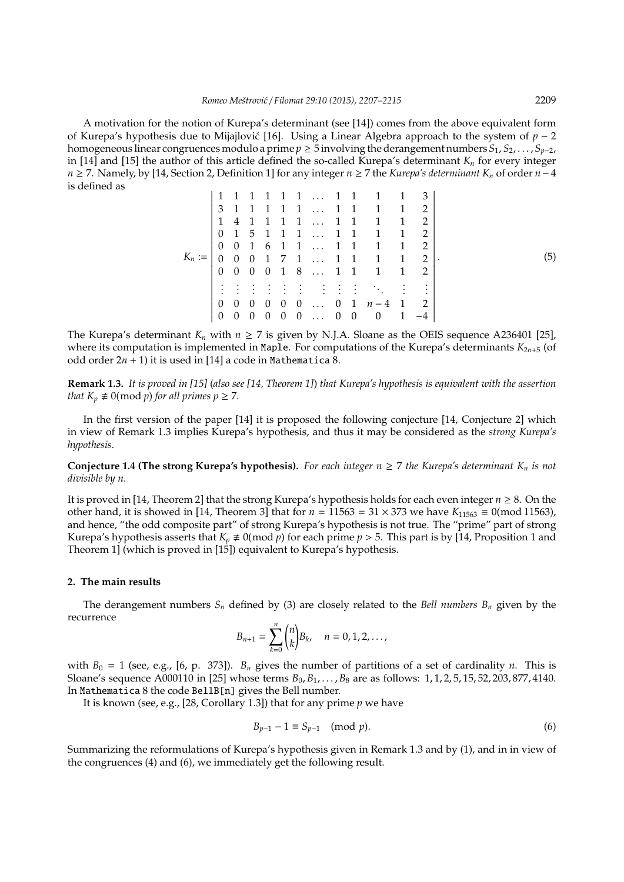A motivation for the notion of Kurepa's determinant (see [14]) comes from the above equivalent form of Kurepa's hypothesis due to Mijajlović [16]. Using a Linear Algebra approach to the system of $p-2$ homogeneous linear congruences modulo a prime $p \geq 5$ involving the derangement numbers $S_1, S_2, \ldots, S_{p-2}$, in [14] and [15] the author of this article defined the so-called Kurepa's determinant $K_n$ for every integer $n \geq 7$. Namely, by [14, Section 2, Definition 1] for any integer $n \geq 7$ the *Kurepa's determinant* $K_n$ of order $n-4$ is defined as

$$K_n := \begin{vmatrix} 1 & 1 & 1 & 1 & 1 & 1 & \ldots & 1 & 1 & 1 & 1 & 3 \\ 3 & 1 & 1 & 1 & 1 & 1 & \ldots & 1 & 1 & 1 & 1 & 2 \\ 1 & 4 & 1 & 1 & 1 & 1 & \ldots & 1 & 1 & 1 & 1 & 2 \\ 0 & 1 & 5 & 1 & 1 & 1 & \ldots & 1 & 1 & 1 & 1 & 2 \\ 0 & 0 & 1 & 6 & 1 & 1 & \ldots & 1 & 1 & 1 & 1 & 2 \\ 0 & 0 & 0 & 1 & 7 & 1 & \ldots & 1 & 1 & 1 & 1 & 2 \\ 0 & 0 & 0 & 0 & 1 & 8 & \ldots & 1 & 1 & 1 & 1 & 2 \\ \vdots & \vdots & \vdots & \vdots & \vdots & \vdots & & \vdots & \vdots & \vdots & \ddots & \vdots & \vdots \\ 0 & 0 & 0 & 0 & 0 & 0 & \ldots & 0 & 1 & n-4 & 1 & 2 \\ 0 & 0 & 0 & 0 & 0 & 0 & \ldots & 0 & 0 & 0 & 1 & -4 \end{vmatrix}. \tag{5}$$

The Kurepa's determinant $K_n$ with $n \geq 7$ is given by N.J.A. Sloane as the OEIS sequence A236401 [25], where its computation is implemented in Maple. For computations of the Kurepa's determinants $K_{2n+5}$ (of odd order $2n+1$) it is used in [14] a code in Mathematica 8.

**Remark 1.3.** *It is proved in [15] (also see [14, Theorem 1]) that Kurepa's hypothesis is equivalent with the assertion that $K_p \not\equiv 0 (\bmod\, p)$ for all primes $p \geq 7$.*

In the first version of the paper [14] it is proposed the following conjecture [14, Conjecture 2] which in view of Remark 1.3 implies Kurepa's hypothesis, and thus it may be considered as the *strong Kurepa's hypothesis*.

**Conjecture 1.4 (The strong Kurepa's hypothesis).** *For each integer $n \geq 7$ the Kurepa's determinant $K_n$ is not divisible by $n$.*

It is proved in [14, Theorem 2] that the strong Kurepa's hypothesis holds for each even integer $n \geq 8$. On the other hand, it is showed in [14, Theorem 3] that for $n = 11563 = 31 \times 373$ we have $K_{11563} \equiv 0 (\bmod\, 11563)$, and hence, "the odd composite part" of strong Kurepa's hypothesis is not true. The "prime" part of strong Kurepa's hypothesis asserts that $K_p \not\equiv 0 (\bmod\, p)$ for each prime $p > 5$. This part is by [14, Proposition 1 and Theorem 1] (which is proved in [15]) equivalent to Kurepa's hypothesis.

## 2. The main results

The derangement numbers $S_n$ defined by (3) are closely related to the *Bell numbers* $B_n$ given by the recurrence

$$B_{n+1} = \sum_{k=0}^{n} \binom{n}{k} B_k, \quad n = 0, 1, 2, \ldots,$$

with $B_0 = 1$ (see, e.g., [6, p. 373]). $B_n$ gives the number of partitions of a set of cardinality $n$. This is Sloane's sequence A000110 in [25] whose terms $B_0, B_1, \ldots, B_8$ are as follows: $1, 1, 2, 5, 15, 52, 203, 877, 4140$. In Mathematica 8 the code BellB[n] gives the Bell number.

It is known (see, e.g., [28, Corollary 1.3]) that for any prime $p$ we have

$$B_{p-1} - 1 \equiv S_{p-1} \pmod{p}. \tag{6}$$

Summarizing the reformulations of Kurepa's hypothesis given in Remark 1.3 and by (1), and in in view of the congruences (4) and (6), we immediately get the following result.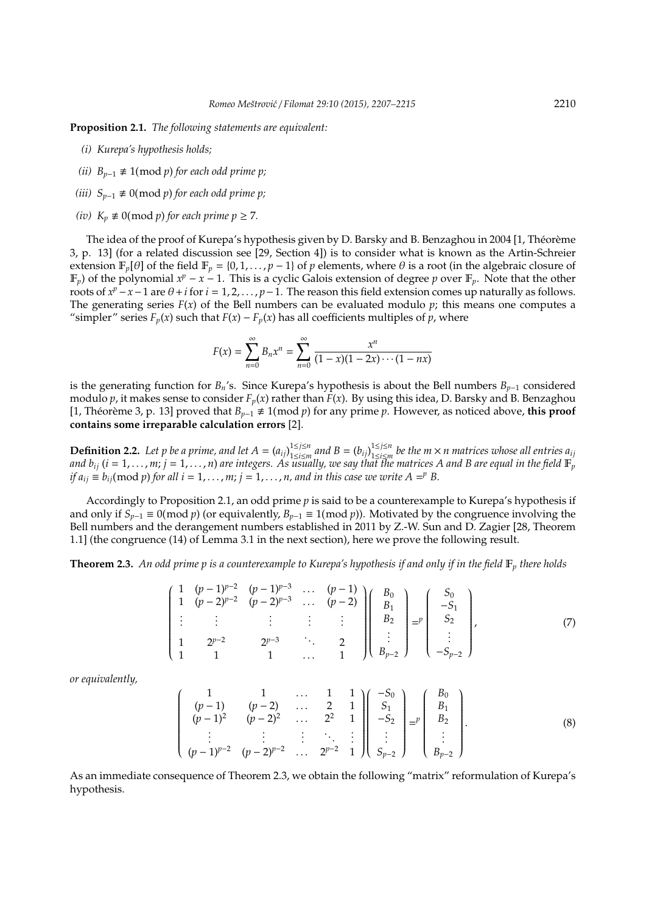**Proposition 2.1.** *The following statements are equivalent:*

*(i) Kurepa's hypothesis holds;*

*(ii) $B_{p-1} \not\equiv 1 (\bmod\ p)$ for each odd prime $p$;*

*(iii) $S_{p-1} \not\equiv 0 (\bmod\ p)$ for each odd prime $p$;*

*(iv) $K_p \not\equiv 0 (\bmod\ p)$ for each prime $p \geq 7$.*

The idea of the proof of Kurepa's hypothesis given by D. Barsky and B. Benzaghou in 2004 [1, Théorème 3, p. 13] (for a related discussion see [29, Section 4]) is to consider what is known as the Artin-Schreier extension $\mathbb{F}_p[\theta]$ of the field $\mathbb{F}_p = \{0, 1, \ldots, p-1\}$ of $p$ elements, where $\theta$ is a root (in the algebraic closure of $\mathbb{F}_p$) of the polynomial $x^p - x - 1$. This is a cyclic Galois extension of degree $p$ over $\mathbb{F}_p$. Note that the other roots of $x^p - x - 1$ are $\theta + i$ for $i = 1, 2, \ldots, p-1$. The reason this field extension comes up naturally as follows. The generating series $F(x)$ of the Bell numbers can be evaluated modulo $p$; this means one computes a "simpler" series $F_p(x)$ such that $F(x) - F_p(x)$ has all coefficients multiples of $p$, where

$$F(x) = \sum_{n=0}^{\infty} B_n x^n = \sum_{n=0}^{\infty} \frac{x^n}{(1-x)(1-2x)\cdots(1-nx)}$$

is the generating function for $B_n$'s. Since Kurepa's hypothesis is about the Bell numbers $B_{p-1}$ considered modulo $p$, it makes sense to consider $F_p(x)$ rather than $F(x)$. By using this idea, D. Barsky and B. Benzaghou [1, Théorème 3, p. 13] proved that $B_{p-1} \not\equiv 1 (\bmod\ p)$ for any prime $p$. However, as noticed above, **this proof contains some irreparable calculation errors** [2].

**Definition 2.2.** *Let $p$ be a prime, and let $A = (a_{ij})_{1\leq i\leq m}^{1\leq j\leq n}$ and $B = (b_{ij})_{1\leq i\leq m}^{1\leq j\leq n}$ be the $m \times n$ matrices whose all entries $a_{ij}$ and $b_{ij}$ ($i = 1, \ldots, m$; $j = 1, \ldots, n$) are integers. As usually, we say that the matrices $A$ and $B$ are equal in the field $\mathbb{F}_p$ if $a_{ij} \equiv b_{ij} (\bmod\ p)$ for all $i = 1, \ldots, m$; $j = 1, \ldots, n$, and in this case we write $A =^p B$.*

Accordingly to Proposition 2.1, an odd prime $p$ is said to be a counterexample to Kurepa's hypothesis if and only if $S_{p-1} \equiv 0 (\bmod\ p)$ (or equivalently, $B_{p-1} \equiv 1 (\bmod\ p)$). Motivated by the congruence involving the Bell numbers and the derangement numbers established in 2011 by Z.-W. Sun and D. Zagier [28, Theorem 1.1] (the congruence (14) of Lemma 3.1 in the next section), here we prove the following result.

**Theorem 2.3.** *An odd prime $p$ is a counterexample to Kurepa's hypothesis if and only if in the field $\mathbb{F}_p$ there holds*

$$\begin{pmatrix} 1 & (p-1)^{p-2} & (p-1)^{p-3} & \ldots & (p-1) \\ 1 & (p-2)^{p-2} & (p-2)^{p-3} & \ldots & (p-2) \\ \vdots & \vdots & \vdots & \vdots & \vdots \\ 1 & 2^{p-2} & 2^{p-3} & \ddots & 2 \\ 1 & 1 & 1 & \ldots & 1 \end{pmatrix} \begin{pmatrix} B_0 \\ B_1 \\ B_2 \\ \vdots \\ B_{p-2} \end{pmatrix} =^p \begin{pmatrix} S_0 \\ -S_1 \\ S_2 \\ \vdots \\ -S_{p-2} \end{pmatrix}, \tag{7}$$

*or equivalently,*

$$\begin{pmatrix} 1 & 1 & \ldots & 1 & 1 \\ (p-1) & (p-2) & \ldots & 2 & 1 \\ (p-1)^2 & (p-2)^2 & \ldots & 2^2 & 1 \\ \vdots & \vdots & \vdots & \ddots & \vdots \\ (p-1)^{p-2} & (p-2)^{p-2} & \ldots & 2^{p-2} & 1 \end{pmatrix} \begin{pmatrix} -S_0 \\ S_1 \\ -S_2 \\ \vdots \\ S_{p-2} \end{pmatrix} =^p \begin{pmatrix} B_0 \\ B_1 \\ B_2 \\ \vdots \\ B_{p-2} \end{pmatrix}. \tag{8}$$

As an immediate consequence of Theorem 2.3, we obtain the following "matrix" reformulation of Kurepa's hypothesis.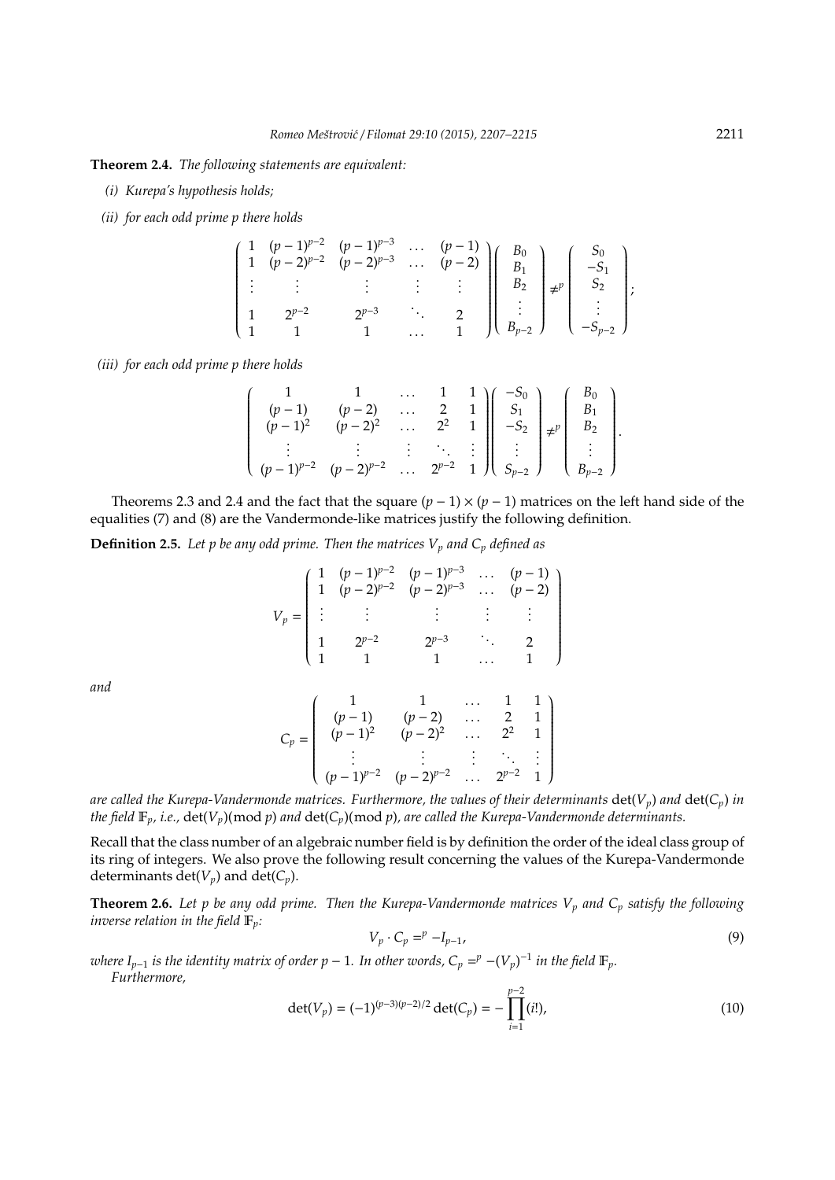**Theorem 2.4.** *The following statements are equivalent:*

*(i) Kurepa's hypothesis holds;*

*(ii) for each odd prime p there holds*

$$\begin{pmatrix} 1 & (p-1)^{p-2} & (p-1)^{p-3} & \dots & (p-1) \\ 1 & (p-2)^{p-2} & (p-2)^{p-3} & \dots & (p-2) \\ \vdots & \vdots & \vdots & \vdots & \vdots \\ 1 & 2^{p-2} & 2^{p-3} & \ddots & 2 \\ 1 & 1 & 1 & \dots & 1 \end{pmatrix} \begin{pmatrix} B_0 \\ B_1 \\ B_2 \\ \vdots \\ B_{p-2} \end{pmatrix} \not\equiv^p \begin{pmatrix} S_0 \\ -S_1 \\ S_2 \\ \vdots \\ -S_{p-2} \end{pmatrix};$$

*(iii) for each odd prime p there holds*

$$\begin{pmatrix} 1 & 1 & \dots & 1 & 1 \\ (p-1) & (p-2) & \dots & 2 & 1 \\ (p-1)^2 & (p-2)^2 & \dots & 2^2 & 1 \\ \vdots & \vdots & \vdots & \ddots & \vdots \\ (p-1)^{p-2} & (p-2)^{p-2} & \dots & 2^{p-2} & 1 \end{pmatrix} \begin{pmatrix} -S_0 \\ S_1 \\ -S_2 \\ \vdots \\ S_{p-2} \end{pmatrix} \not\equiv^p \begin{pmatrix} B_0 \\ B_1 \\ B_2 \\ \vdots \\ B_{p-2} \end{pmatrix}.$$

Theorems 2.3 and 2.4 and the fact that the square $(p-1) \times (p-1)$ matrices on the left hand side of the equalities (7) and (8) are the Vandermonde-like matrices justify the following definition.

**Definition 2.5.** *Let p be any odd prime. Then the matrices $V_p$ and $C_p$ defined as*

$$V_p = \begin{pmatrix} 1 & (p-1)^{p-2} & (p-1)^{p-3} & \dots & (p-1) \\ 1 & (p-2)^{p-2} & (p-2)^{p-3} & \dots & (p-2) \\ \vdots & \vdots & \vdots & \vdots & \vdots \\ 1 & 2^{p-2} & 2^{p-3} & \ddots & 2 \\ 1 & 1 & 1 & \dots & 1 \end{pmatrix}$$

*and*

$$C_p = \begin{pmatrix} 1 & 1 & \dots & 1 & 1 \\ (p-1) & (p-2) & \dots & 2 & 1 \\ (p-1)^2 & (p-2)^2 & \dots & 2^2 & 1 \\ \vdots & \vdots & \vdots & \ddots & \vdots \\ (p-1)^{p-2} & (p-2)^{p-2} & \dots & 2^{p-2} & 1 \end{pmatrix}$$

*are called the Kurepa-Vandermonde matrices. Furthermore, the values of their determinants $\det(V_p)$ and $\det(C_p)$ in the field $\mathbb{F}_p$, i.e., $\det(V_p) (\bmod\, p)$ and $\det(C_p) (\bmod\, p)$, are called the Kurepa-Vandermonde determinants.*

Recall that the class number of an algebraic number field is by definition the order of the ideal class group of its ring of integers. We also prove the following result concerning the values of the Kurepa-Vandermonde determinants $\det(V_p)$ and $\det(C_p)$.

**Theorem 2.6.** *Let p be any odd prime. Then the Kurepa-Vandermonde matrices $V_p$ and $C_p$ satisfy the following inverse relation in the field $\mathbb{F}_p$:*

$$V_p \cdot C_p =^p -I_{p-1}, \tag{9}$$

*where $I_{p-1}$ is the identity matrix of order $p-1$. In other words, $C_p =^p -(V_p)^{-1}$ in the field $\mathbb{F}_p$.*

*Furthermore,*

$$\det(V_p) = (-1)^{(p-3)(p-2)/2} \det(C_p) = -\prod_{i=1}^{p-2} (i!), \tag{10}$$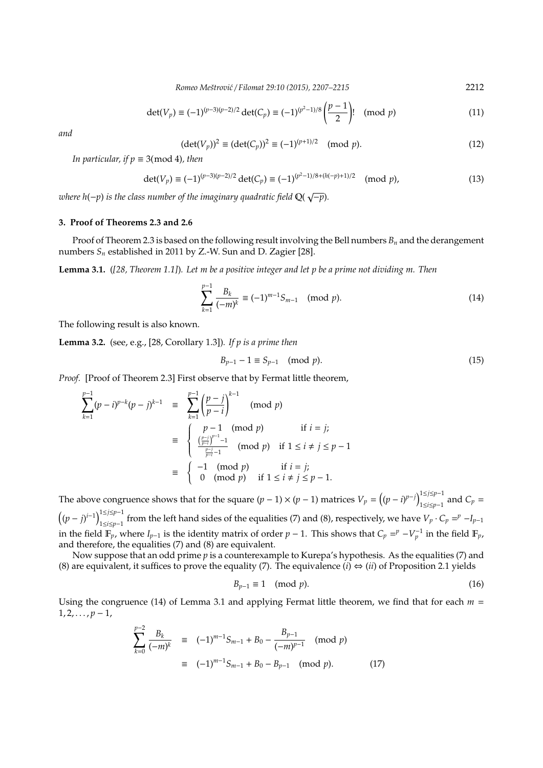$$\det(V_p) \equiv (-1)^{(p-3)(p-2)/2} \det(C_p) \equiv (-1)^{(p^2-1)/8} \left(\frac{p-1}{2}\right)! \pmod p \tag{11}$$

*and*

$$(\det(V_p))^2 \equiv (\det(C_p))^2 \equiv (-1)^{(p+1)/2} \pmod p. \tag{12}$$

*In particular, if $p \equiv 3 \pmod 4$, then*

$$\det(V_p) \equiv (-1)^{(p-3)(p-2)/2} \det(C_p) \equiv (-1)^{(p^2-1)/8+(h(-p)+1)/2} \pmod p, \tag{13}$$

*where $h(-p)$ is the class number of the imaginary quadratic field $\mathbb{Q}(\sqrt{-p})$.*

## 3. Proof of Theorems 2.3 and 2.6

Proof of Theorem 2.3 is based on the following result involving the Bell numbers $B_n$ and the derangement numbers $S_n$ established in 2011 by Z.-W. Sun and D. Zagier [28].

**Lemma 3.1.** ([28, Theorem 1.1]). *Let $m$ be a positive integer and let $p$ be a prime not dividing $m$. Then*

$$\sum_{k=1}^{p-1} \frac{B_k}{(-m)^k} \equiv (-1)^{m-1} S_{m-1} \pmod p. \tag{14}$$

The following result is also known.

**Lemma 3.2.** (see, e.g., [28, Corollary 1.3]). *If $p$ is a prime then*

$$B_{p-1} - 1 \equiv S_{p-1} \pmod p. \tag{15}$$

*Proof.* [Proof of Theorem 2.3] First observe that by Fermat little theorem,

$$\begin{aligned}
\sum_{k=1}^{p-1} (p-i)^{p-k}(p-j)^{k-1} &\equiv \sum_{k=1}^{p-1} \left(\frac{p-j}{p-i}\right)^{k-1} \pmod p \\
&\equiv \begin{cases} p-1 \pmod p & \text{if } i = j; \\ \dfrac{\left(\frac{p-j}{p-i}\right)^{p-1} - 1}{\frac{p-j}{p-i} - 1} \pmod p & \text{if } 1 \le i \ne j \le p-1 \end{cases} \\
&\equiv \begin{cases} -1 \pmod p & \text{if } i = j; \\ 0 \pmod p & \text{if } 1 \le i \ne j \le p-1. \end{cases}
\end{aligned}$$

The above congruence shows that for the square $(p-1) \times (p-1)$ matrices $V_p = \left((p-i)^{p-j}\right)_{1 \le i \le p-1}^{1 \le j \le p-1}$ and $C_p = \left((p-j)^{i-1}\right)_{1 \le i \le p-1}^{1 \le j \le p-1}$ from the left hand sides of the equalities (7) and (8), respectively, we have $V_p \cdot C_p =^p -I_{p-1}$ in the field $\mathbb{F}_p$, where $I_{p-1}$ is the identity matrix of order $p-1$. This shows that $C_p =^p -V_p^{-1}$ in the field $\mathbb{F}_p$, and therefore, the equalities (7) and (8) are equivalent.

Now suppose that an odd prime $p$ is a counterexample to Kurepa's hypothesis. As the equalities (7) and (8) are equivalent, it suffices to prove the equality (7). The equivalence $(i) \Leftrightarrow (ii)$ of Proposition 2.1 yields

$$B_{p-1} \equiv 1 \pmod p. \tag{16}$$

Using the congruence (14) of Lemma 3.1 and applying Fermat little theorem, we find that for each $m = 1, 2, \ldots, p-1$,

$$\begin{aligned}
\sum_{k=0}^{p-2} \frac{B_k}{(-m)^k} &\equiv (-1)^{m-1} S_{m-1} + B_0 - \frac{B_{p-1}}{(-m)^{p-1}} \pmod p \\
&\equiv (-1)^{m-1} S_{m-1} + B_0 - B_{p-1} \pmod p. \qquad (17)
\end{aligned}$$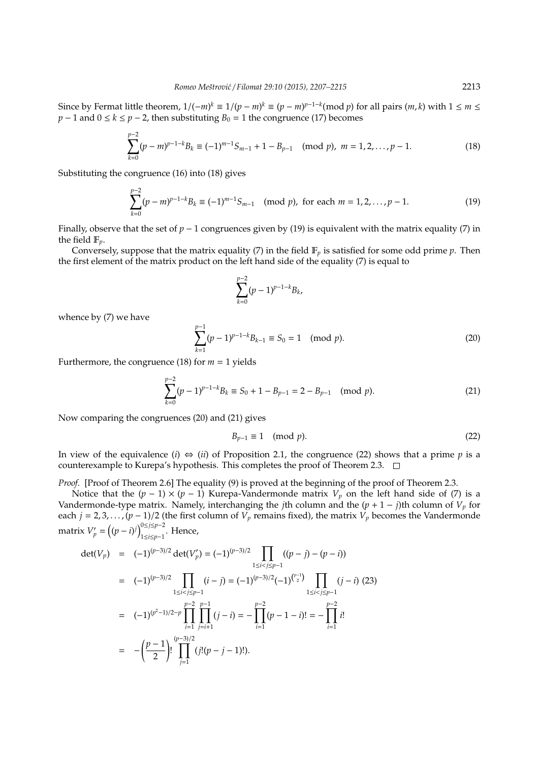Since by Fermat little theorem, $1/(-m)^k \equiv 1/(p-m)^k \equiv (p-m)^{p-1-k} (\text{mod } p)$ for all pairs $(m,k)$ with $1 \leq m \leq p-1$ and $0 \leq k \leq p-2$, then substituting $B_0 = 1$ the congruence (17) becomes

$$\sum_{k=0}^{p-2} (p-m)^{p-1-k} B_k \equiv (-1)^{m-1} S_{m-1} + 1 - B_{p-1} \pmod{p}, \ m = 1, 2, \ldots, p-1. \tag{18}$$

Substituting the congruence (16) into (18) gives

$$\sum_{k=0}^{p-2} (p-m)^{p-1-k} B_k \equiv (-1)^{m-1} S_{m-1} \pmod{p}, \text{ for each } m = 1, 2, \ldots, p-1. \tag{19}$$

Finally, observe that the set of $p-1$ congruences given by (19) is equivalent with the matrix equality (7) in the field $\mathbb{F}_p$.

Conversely, suppose that the matrix equality (7) in the field $\mathbb{F}_p$ is satisfied for some odd prime $p$. Then the first element of the matrix product on the left hand side of the equality (7) is equal to

$$\sum_{k=0}^{p-2} (p-1)^{p-1-k} B_k,$$

whence by (7) we have

$$\sum_{k=1}^{p-1} (p-1)^{p-1-k} B_{k-1} \equiv S_0 = 1 \pmod{p}. \tag{20}$$

Furthermore, the congruence (18) for $m = 1$ yields

$$\sum_{k=0}^{p-2} (p-1)^{p-1-k} B_k \equiv S_0 + 1 - B_{p-1} = 2 - B_{p-1} \pmod{p}. \tag{21}$$

Now comparing the congruences (20) and (21) gives

$$B_{p-1} \equiv 1 \pmod{p}. \tag{22}$$

In view of the equivalence $(i) \Leftrightarrow (ii)$ of Proposition 2.1, the congruence (22) shows that a prime $p$ is a counterexample to Kurepa's hypothesis. This completes the proof of Theorem 2.3. □

*Proof.* [Proof of Theorem 2.6] The equality (9) is proved at the beginning of the proof of Theorem 2.3.

Notice that the $(p-1) \times (p-1)$ Kurepa-Vandermonde matrix $V_p$ on the left hand side of (7) is a Vandermonde-type matrix. Namely, interchanging the $j$th column and the $(p+1-j)$th column of $V_p$ for each $j = 2, 3, \ldots, (p-1)/2$ (the first column of $V_p$ remains fixed), the matrix $V_p$ becomes the Vandermonde matrix $V_p' = \left((p-i)^j\right)_{1 \leq i \leq p-1}^{0 \leq j \leq p-2}$. Hence,

$$\begin{aligned}
\det(V_p) &= (-1)^{(p-3)/2} \det(V_p') = (-1)^{(p-3)/2} \prod_{1 \leq i < j \leq p-1} ((p-j) - (p-i)) \\
&= (-1)^{(p-3)/2} \prod_{1 \leq i < j \leq p-1} (i-j) = (-1)^{(p-3)/2} (-1)^{\binom{p-1}{2}} \prod_{1 \leq i < j \leq p-1} (j-i) \quad (23) \\
&= (-1)^{(p^2-1)/2 - p} \prod_{i=1}^{p-2} \prod_{j=i+1}^{p-1} (j-i) = -\prod_{i=1}^{p-2} (p-1-i)! = -\prod_{i=1}^{p-2} i! \\
&= -\left(\frac{p-1}{2}\right)! \prod_{j=1}^{(p-3)/2} (j!(p-j-1)!).
\end{aligned}$$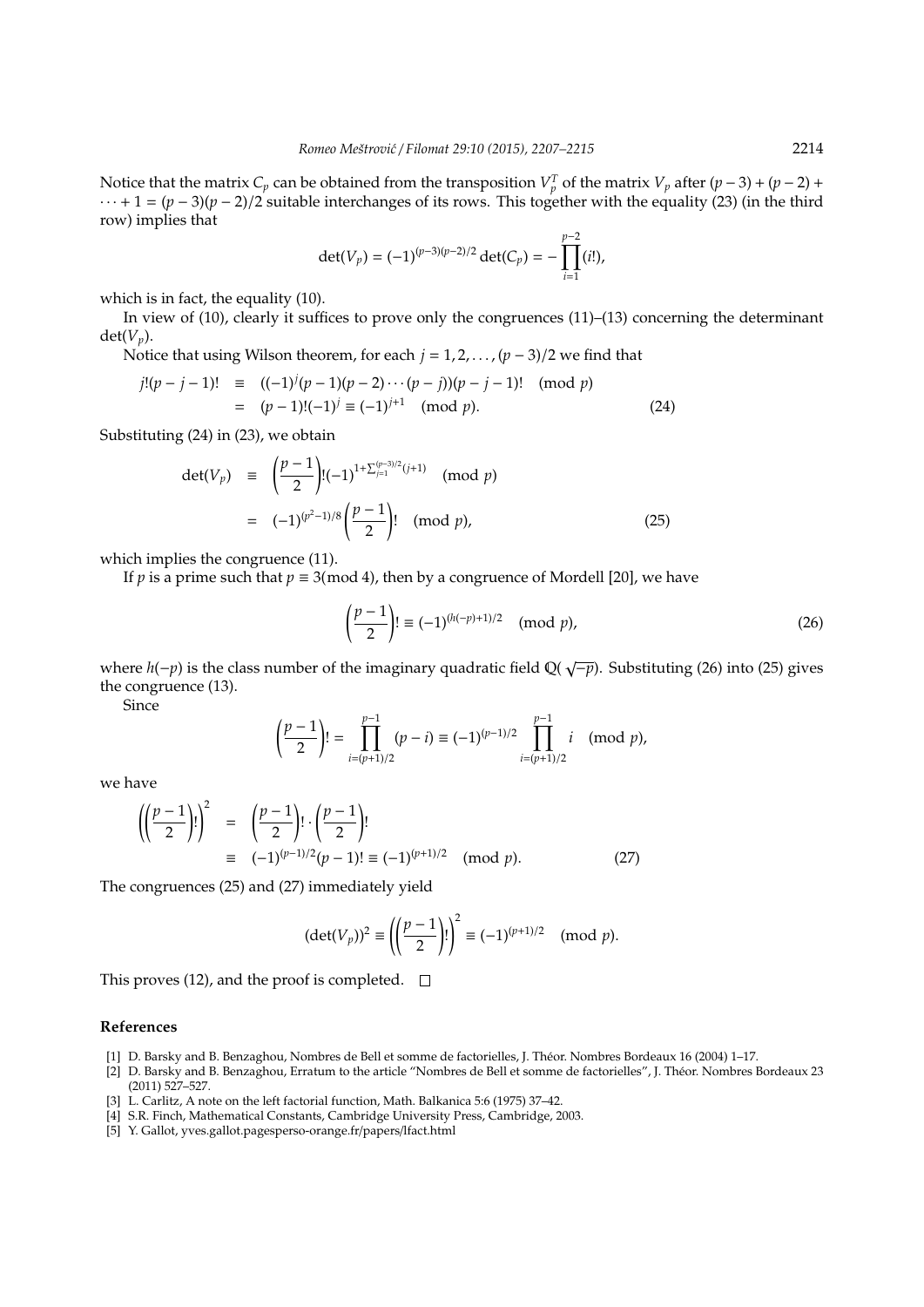Notice that the matrix $C_p$ can be obtained from the transposition $V_p^T$ of the matrix $V_p$ after $(p-3)+(p-2)+\cdots+1=(p-3)(p-2)/2$ suitable interchanges of its rows. This together with the equality (23) (in the third row) implies that

$$\det(V_p)=(-1)^{(p-3)(p-2)/2}\det(C_p)=-\prod_{i=1}^{p-2}(i!),$$

which is in fact, the equality (10).

In view of (10), clearly it suffices to prove only the congruences (11)–(13) concerning the determinant $\det(V_p)$.

Notice that using Wilson theorem, for each $j=1,2,\ldots,(p-3)/2$ we find that

$$\begin{aligned} j!(p-j-1)! &\equiv ((-1)^j(p-1)(p-2)\cdots(p-j))(p-j-1)! \pmod p \\ &= (p-1)!(-1)^j \equiv (-1)^{j+1} \pmod p. \end{aligned} \tag{24}$$

Substituting (24) in (23), we obtain

$$\begin{aligned} \det(V_p) &\equiv \left(\frac{p-1}{2}\right)!(-1)^{1+\sum_{j=1}^{(p-3)/2}(j+1)} \pmod p \\ &= (-1)^{(p^2-1)/8}\left(\frac{p-1}{2}\right)! \pmod p, \end{aligned} \tag{25}$$

which implies the congruence (11).

If $p$ is a prime such that $p\equiv 3 \pmod 4$, then by a congruence of Mordell [20], we have

$$\left(\frac{p-1}{2}\right)! \equiv (-1)^{(h(-p)+1)/2} \pmod p, \tag{26}$$

where $h(-p)$ is the class number of the imaginary quadratic field $\mathbb{Q}(\sqrt{-p})$. Substituting (26) into (25) gives the congruence (13).

Since

$$\left(\frac{p-1}{2}\right)! = \prod_{i=(p+1)/2}^{p-1}(p-i) \equiv (-1)^{(p-1)/2}\prod_{i=(p+1)/2}^{p-1} i \pmod p,$$

we have

$$\begin{aligned} \left(\left(\frac{p-1}{2}\right)!\right)^2 &= \left(\frac{p-1}{2}\right)!\cdot\left(\frac{p-1}{2}\right)! \\ &\equiv (-1)^{(p-1)/2}(p-1)! \equiv (-1)^{(p+1)/2} \pmod p. \end{aligned} \tag{27}$$

The congruences (25) and (27) immediately yield

$$(\det(V_p))^2 \equiv \left(\left(\frac{p-1}{2}\right)!\right)^2 \equiv (-1)^{(p+1)/2} \pmod p.$$

This proves (12), and the proof is completed. □

## References

[1] D. Barsky and B. Benzaghou, Nombres de Bell et somme de factorielles, J. Théor. Nombres Bordeaux 16 (2004) 1–17.

[2] D. Barsky and B. Benzaghou, Erratum to the article "Nombres de Bell et somme de factorielles", J. Théor. Nombres Bordeaux 23 (2011) 527–527.

[3] L. Carlitz, A note on the left factorial function, Math. Balkanica 5:6 (1975) 37–42.

[4] S.R. Finch, Mathematical Constants, Cambridge University Press, Cambridge, 2003.

[5] Y. Gallot, yves.gallot.pagesperso-orange.fr/papers/lfact.html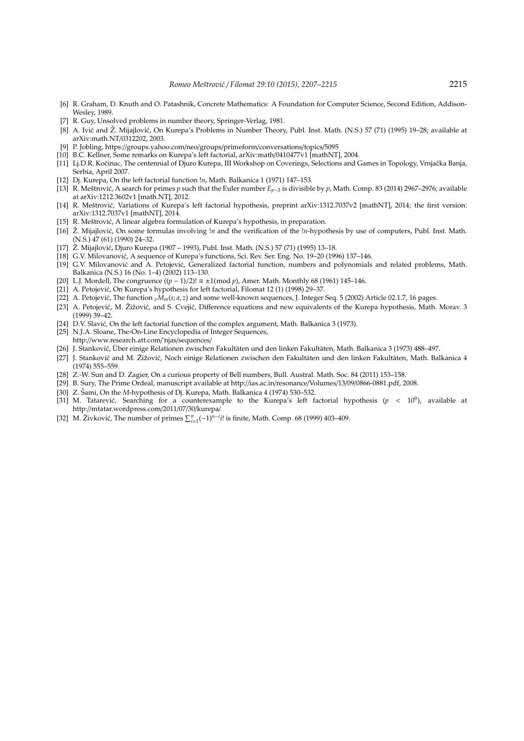[6] R. Graham, D. Knuth and O. Patashnik, Concrete Mathematics: A Foundation for Computer Science, Second Edition, Addison-Wesley, 1989.

[7] R. Guy, Unsolved problems in number theory, Springer-Verlag, 1981.

[8] A. Ivić and Ž. Mijajlović, On Kurepa's Problems in Number Theory, Publ. Inst. Math. (N.S.) 57 (71) (1995) 19–28; available at arXiv:math.NT/0312202, 2003.

[9] P. Jobling, https://groups.yahoo.com/neo/groups/primeform/conversations/topics/5095

[10] B.C. Kellner, Some remarks on Kurepa's left factorial, arXiv:math/0410477v1 [mathNT], 2004.

[11] Lj.D.R. Kočinac, The centennial of Djuro Kurepa, III Workshop on Coverings, Selections and Games in Topology, Vrnjačka Banja, Serbia, April 2007.

[12] Dj. Kurepa, On the left factorial function $!n$, Math. Balkanica 1 (1971) 147–153.

[13] R. Meštrović, A search for primes $p$ such that the Euler number $E_{p-3}$ is divisible by $p$, Math. Comp. 83 (2014) 2967–2976; available at arXiv:1212.3602v1 [math.NT], 2012.

[14] R. Meštrović, Variations of Kurepa's left factorial hypothesis, preprint arXiv:1312.7037v2 [mathNT], 2014; the first version: arXiv:1312.7037v1 [mathNT], 2014.

[15] R. Meštrović, A linear algebra formulation of Kurepa's hypothesis, in preparation.

[16] Ž. Mijajlović, On some formulas involving $!n$ and the verification of the $!n$-hypothesis by use of computers, Publ. Inst. Math. (N.S.) 47 (61) (1990) 24–32.

[17] Ž. Mijajlović, Djuro Kurepa (1907 – 1993), Publ. Inst. Math. (N.S.) 57 (71) (1995) 13–18.

[18] G.V. Milovanović, A sequence of Kurepa's functions, Sci. Rev. Ser. Eng. No. 19–20 (1996) 137–146.

[19] G.V. Milovanović and A. Petojević, Generalized factorial function, numbers and polynomials and related problems, Math. Balkanica (N.S.) 16 (No. 1–4) (2002) 113–130.

[20] L.J. Mordell, The congruence $((p-1)/2)! \equiv \pm 1 (\text{mod } p)$, Amer. Math. Monthly 68 (1961) 145–146.

[21] A. Petojević, On Kurepa's hypothesis for left factorial, Filomat 12 (1) (1998) 29–37.

[22] A. Petojević, The function ${}_vM_m(s;a,z)$ and some well-known sequences, J. Integer Seq. 5 (2002) Article 02.1.7, 16 pages.

[23] A. Petojević, M. Žižović, and S. Cvejić, Difference equations and new equivalents of the Kurepa hypothesis, Math. Morav. 3 (1999) 39–42.

[24] D.V. Slavić, On the left factorial function of the complex argument, Math. Balkanica 3 (1973).

[25] N.J.A. Sloane, The-On-Line Encyclopedia of Integer Sequences, http://www.research.att.com/~njas/sequences/

[26] J. Stanković, Über einige Relationen zwischen Fakultäten und den linken Fakultäten, Math. Balkanica 3 (1973) 488–497.

[27] J. Stanković and M. Žižović, Noch einige Relationen zwischen den Fakultäten und den linken Fakultäten, Math. Balkanica 4 (1974) 555–559.

[28] Z.-W. Sun and D. Zagier, On a curious property of Bell numbers, Bull. Austral. Math. Soc. 84 (2011) 153–158.

[29] B. Sury, The Prime Ordeal, manuscript available at http://ias.ac.in/resonance/Volumes/13/09/0866-0881.pdf, 2008.

[30] Z. Šami, On the $M$-hypothesis of Dj. Kurepa, Math. Balkanica 4 (1974) 530–532.

[31] M. Tatarević, Searching for a counterexample to the Kurepa's left factorial hypothesis ($p < 10^9$), available at http://mtatar.wordpress.com/2011/07/30/kurepa/

[32] M. Živković, The number of primes $\sum_{i=1}^{n}(-1)^{n-i}i!$ is finite, Math. Comp. 68 (1999) 403–409.